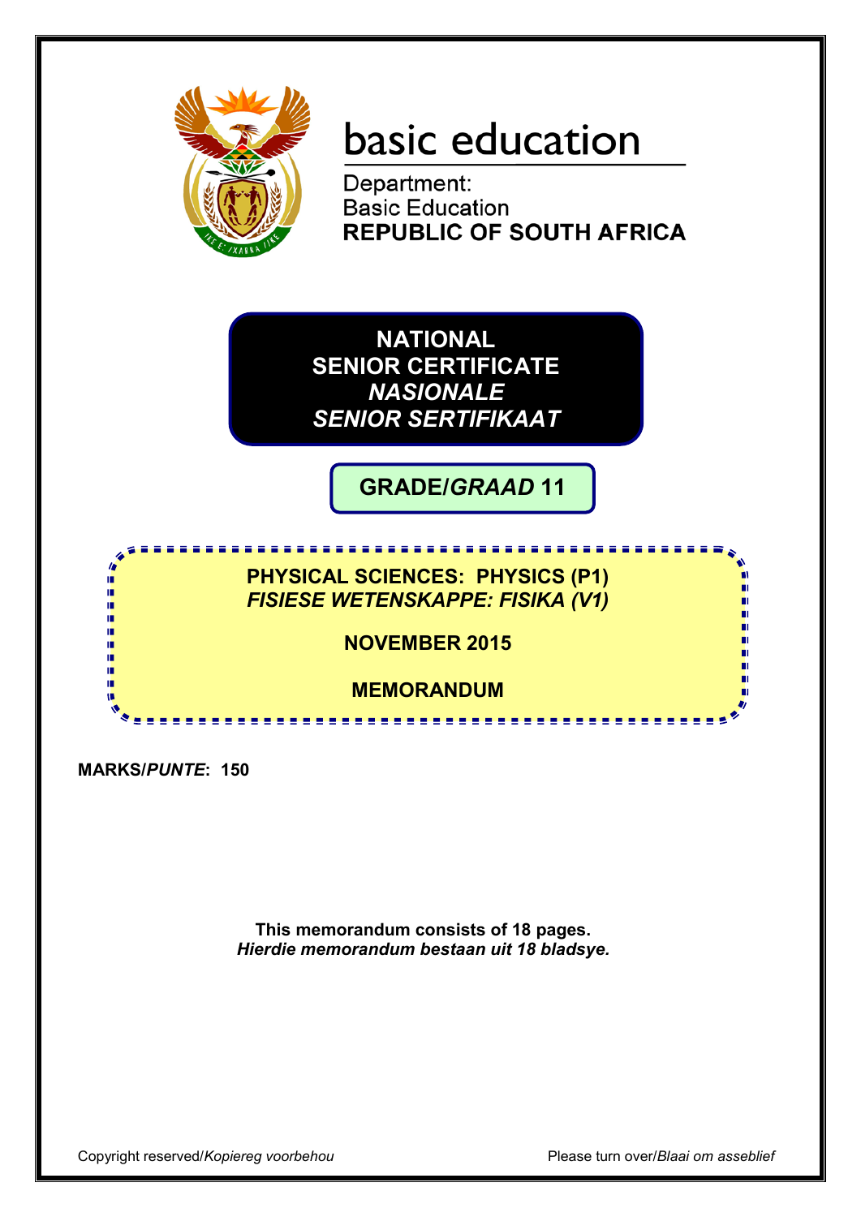basic education

Department:
Basic Education
**REPUBLIC OF SOUTH AFRICA**

# NATIONAL SENIOR CERTIFICATE
# *NASIONALE SENIOR SERTIFIKAAT*

## GRADE/*GRAAD* 11

## PHYSICAL SCIENCES: PHYSICS (P1)
## *FISIESE WETENSKAPPE: FISIKA (V1)*

**NOVEMBER 2015**

**MEMORANDUM**

**MARKS/*PUNTE*: 150**

**This memorandum consists of 18 pages.**
***Hierdie memorandum bestaan uit 18 bladsye.***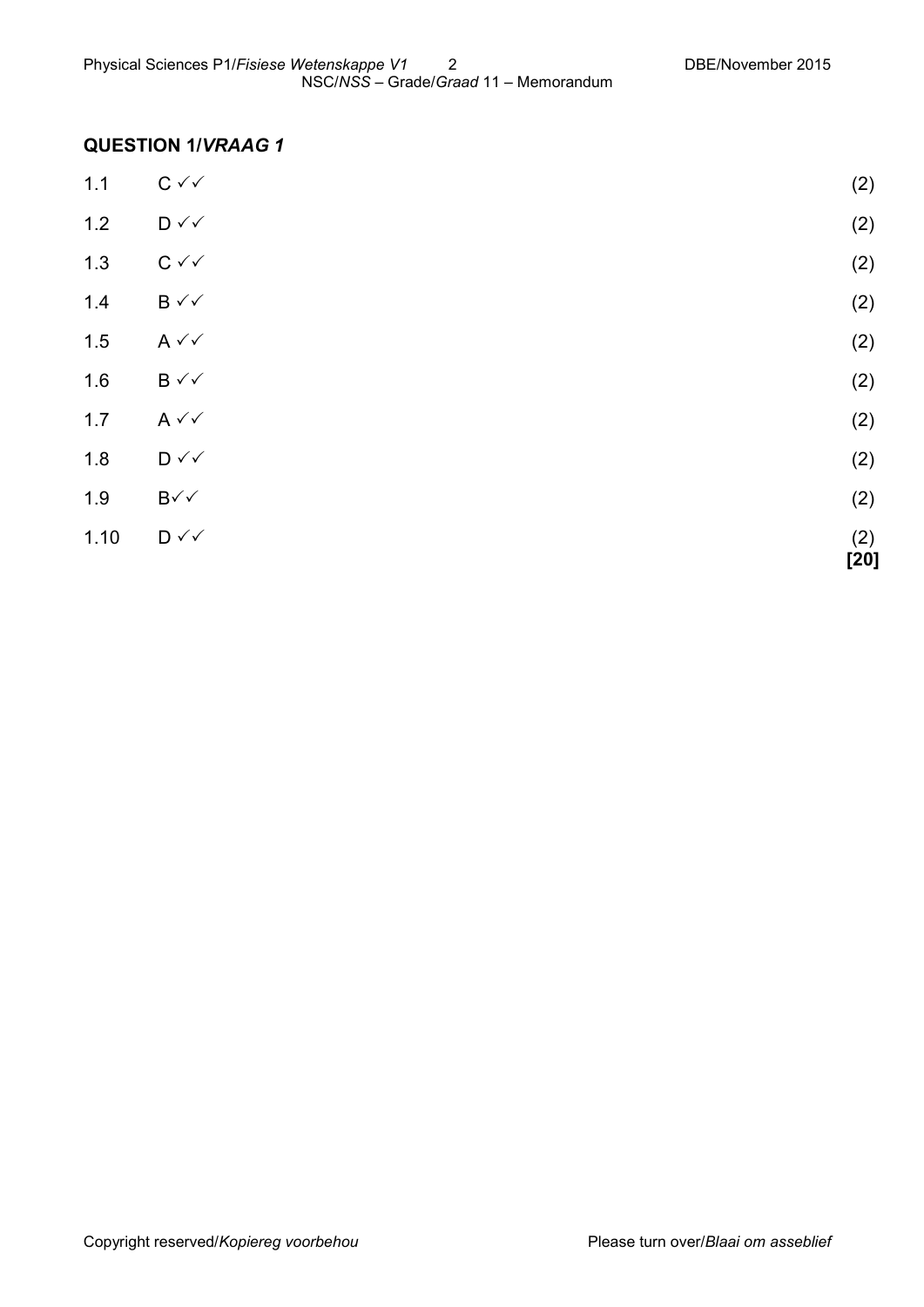## QUESTION 1/*VRAAG 1*

| | | |
|---|---|---|
| 1.1 | C ✓✓ | (2) |
| 1.2 | D ✓✓ | (2) |
| 1.3 | C ✓✓ | (2) |
| 1.4 | B ✓✓ | (2) |
| 1.5 | A ✓✓ | (2) |
| 1.6 | B ✓✓ | (2) |
| 1.7 | A ✓✓ | (2) |
| 1.8 | D ✓✓ | (2) |
| 1.9 | B✓✓ | (2) |
| 1.10 | D ✓✓ | (2) |
| | | **[20]** |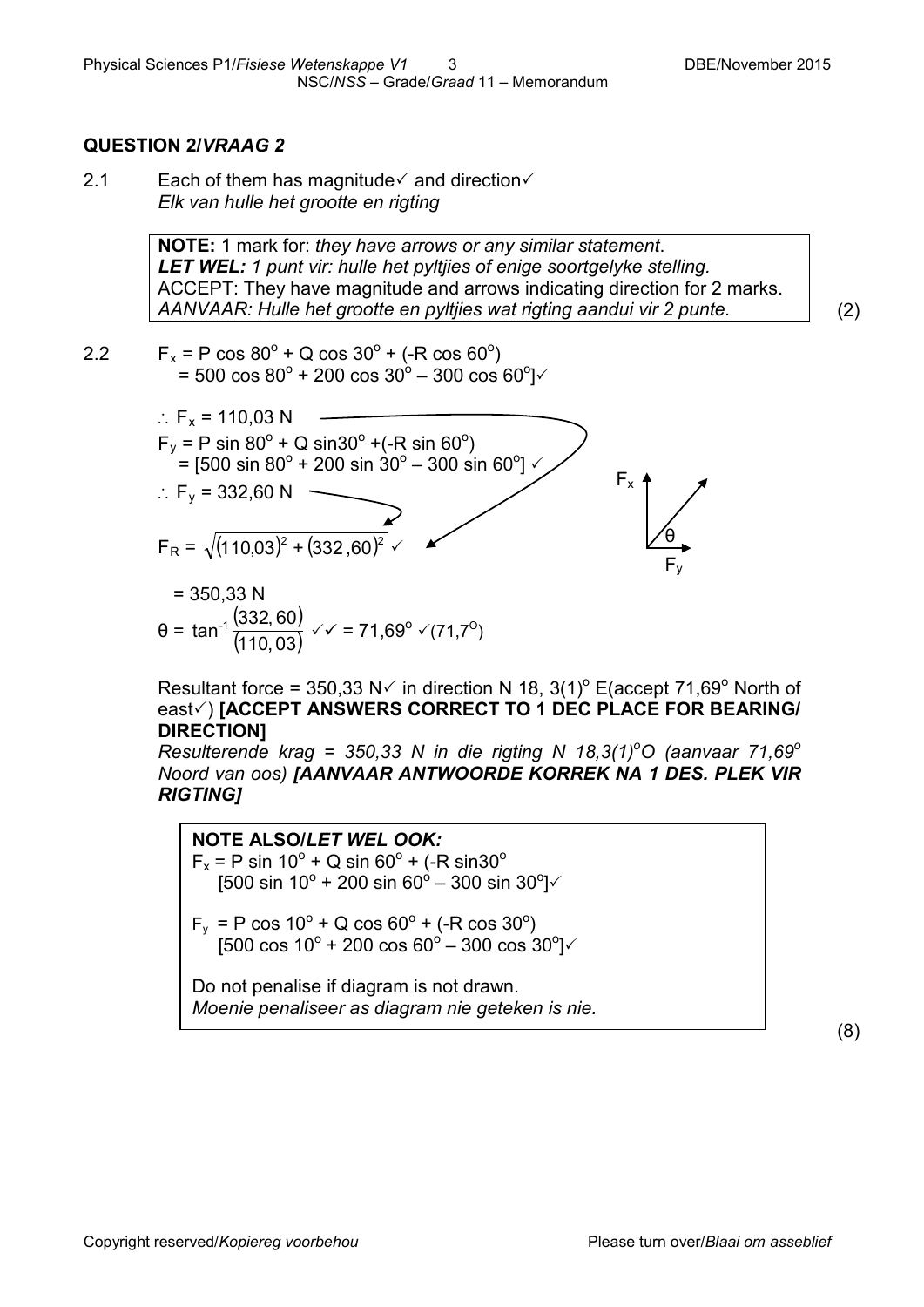## QUESTION 2/*VRAAG 2*

2.1 Each of them has magnitude✓ and direction✓
*Elk van hulle het grootte en rigting*

> **NOTE:** 1 mark for: *they have arrows or any similar statement*.
> ***LET WEL:*** *1 punt vir: hulle het pyltjies of enige soortgelyke stelling.*
> ACCEPT: They have magnitude and arrows indicating direction for 2 marks.
> *AANVAAR: Hulle het grootte en pyltjies wat rigting aandui vir 2 punte.*

(2)

2.2 $F_x = P \cos 80^o + Q \cos 30^o + (-R \cos 60^o)$
$= 500 \cos 80^o + 200 \cos 30^o - 300 \cos 60^o]$✓

$\therefore F_x = 110{,}03$ N

$F_y = P \sin 80^o + Q \sin 30^o + (-R \sin 60^o)$
$= [500 \sin 80^o + 200 \sin 30^o - 300 \sin 60^o]$ ✓

$\therefore F_y = 332{,}60$ N

$F_R = \sqrt{(110{,}03)^2 + (332{,}60)^2}$ ✓

$= 350{,}33$ N

$\theta = \tan^{-1}\frac{(332,60)}{(110,03)}$ ✓✓ $= 71{,}69^o$ ✓$(71{,}7^o)$

$F_x$

$\theta$

$F_y$

Resultant force = 350,33 N✓ in direction N 18, 3(1)$^o$ E(accept 71,69$^o$ North of east✓) **[ACCEPT ANSWERS CORRECT TO 1 DEC PLACE FOR BEARING/ DIRECTION]**

*Resulterende krag = 350,33 N in die rigting N 18,3(1)$^o$O (aanvaar 71,69$^o$ Noord van oos)* ***[AANVAAR ANTWOORDE KORREK NA 1 DES. PLEK VIR RIGTING]***

> **NOTE ALSO/*LET WEL OOK:***
> $F_x = P \sin 10^o + Q \sin 60^o + (-R \sin 30^o$
> $[500 \sin 10^o + 200 \sin 60^o - 300 \sin 30^o]$✓
>
> $F_y = P \cos 10^o + Q \cos 60^o + (-R \cos 30^o)$
> $[500 \cos 10^o + 200 \cos 60^o - 300 \cos 30^o]$✓
>
> Do not penalise if diagram is not drawn.
> *Moenie penaliseer as diagram nie geteken is nie.*

(8)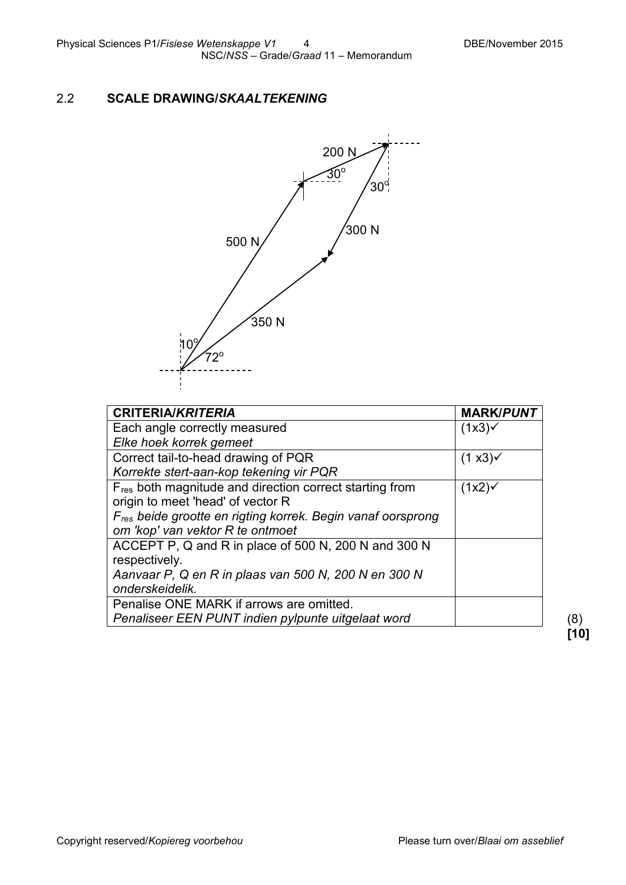## 2.2 **SCALE DRAWING/*SKAALTEKENING***

200 N

30°

30°

300 N

500 N

350 N

10°

72°

| **CRITERIA/*KRITERIA*** | **MARK/*PUNT*** |
|---|---|
| Each angle correctly measured<br>*Elke hoek korrek gemeet* | (1x3)✓ |
| Correct tail-to-head drawing of PQR<br>*Korrekte stert-aan-kop tekening vir PQR* | (1 x3)✓ |
| $F_{res}$ both magnitude and direction correct starting from origin to meet 'head' of vector R<br>*$F_{res}$ beide grootte en rigting korrek. Begin vanaf oorsprong om 'kop' van vektor R te ontmoet* | (1x2)✓ |
| ACCEPT P, Q and R in place of 500 N, 200 N and 300 N respectively.<br>*Aanvaar P, Q en R in plaas van 500 N, 200 N en 300 N onderskeidelik.* | |
| Penalise ONE MARK if arrows are omitted.<br>*Penaliseer EEN PUNT indien pylpunte uitgelaat word* | |

(8)
**[10]**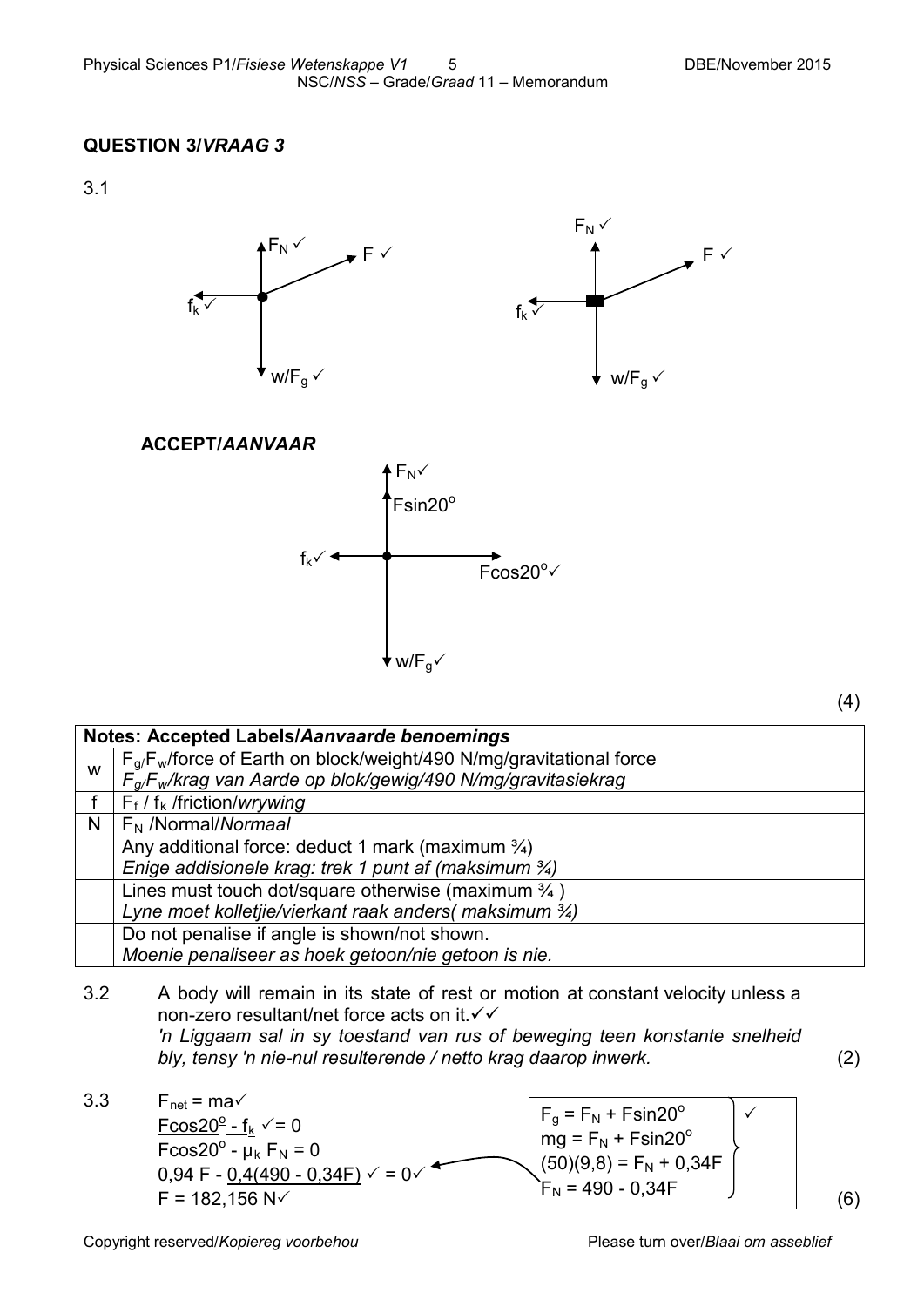## QUESTION 3/*VRAAG 3*

3.1

$F_N$ ✓

F ✓

$f_k$ ✓

$w/F_g$ ✓

$F_N$ ✓

F ✓

$f_k$ ✓

$w/F_g$ ✓

**ACCEPT/*AANVAAR***

$F_N$✓

$F\sin20^o$

$f_k$✓

$F\cos20^o$✓

$w/F_g$✓

(4)

| **Notes: Accepted Labels/*Aanvaarde benoemings*** | |
|---|---|
| w | $F_g/F_w$/force of Earth on block/weight/490 N/mg/gravitational force<br>*$F_g/F_w$/krag van Aarde op blok/gewig/490 N/mg/gravitasiekrag* |
| f | $F_f$ / $f_k$ /friction/*wrywing* |
| N | $F_N$ /Normal/*Normaal* |
| | Any additional force: deduct 1 mark (maximum ¾)<br>*Enige addisionele krag: trek 1 punt af (maksimum ¾)* |
| | Lines must touch dot/square otherwise (maximum ¾ )<br>*Lyne moet kolletjie/vierkant raak anders( maksimum ¾)* |
| | Do not penalise if angle is shown/not shown.<br>*Moenie penaliseer as hoek getoon/nie getoon is nie.* |

3.2 A body will remain in its state of rest or motion at constant velocity unless a non-zero resultant/net force acts on it.✓✓
*'n Liggaam sal in sy toestand van rus of beweging teen konstante snelheid bly, tensy 'n nie-nul resulterende / netto krag daarop inwerk.* (2)

3.3 $F_{net} = ma$✓
$F\cos20^o - f_k$ ✓$= 0$
$F\cos20^o - \mu_k F_N = 0$
$0,94 F - 0,4(490 - 0,34F)$ ✓ $= 0$✓
$F = 182,156$ N✓

$F_g = F_N + F\sin20^o$
$mg = F_N + F\sin20^o$
$(50)(9,8) = F_N + 0,34F$
$F_N = 490 - 0,34F$ ✓

(6)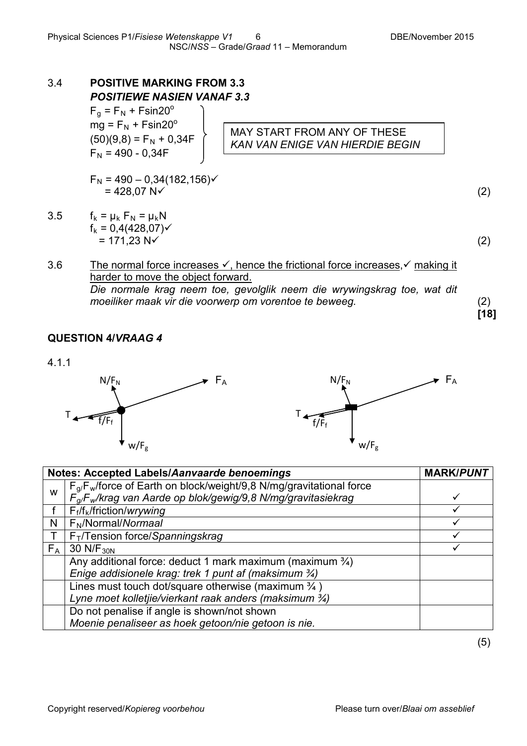## 3.4 POSITIVE MARKING FROM 3.3
### *POSITIEWE NASIEN VANAF 3.3*

$F_g = F_N + F\sin 20^o$
$mg = F_N + F\sin 20^o$
$(50)(9{,}8) = F_N + 0{,}34F$
$F_N = 490 - 0{,}34F$

MAY START FROM ANY OF THESE
*KAN VAN ENIGE VAN HIERDIE BEGIN*

$F_N = 490 - 0{,}34(182{,}156)$ ✓
$= 428{,}07$ N ✓ (2)

## 3.5

$f_k = \mu_k F_N = \mu_k N$
$f_k = 0{,}4(428{,}07)$ ✓
$= 171{,}23$ N ✓ (2)

## 3.6

The normal force increases ✓, hence the frictional force increases, ✓ making it harder to move the object forward.
*Die normale krag neem toe, gevolglik neem die wrywingskrag toe, wat dit moeiliker maak vir die voorwerp om vorentoe te beweeg.* (2)

**[18]**

## QUESTION 4/*VRAAG 4*

4.1.1

N/$F_N$
$F_A$
T
f/$F_f$
w/$F_g$

N/$F_N$
$F_A$
T
f/$F_f$
w/$F_g$

| **Notes: Accepted Labels/*Aanvaarde benoemings*** | | **MARK/*PUNT*** |
|---|---|---|
| w | $F_g$/$F_w$/force of Earth on block/weight/9,8 N/mg/gravitational force<br>*$F_g$/$F_w$/krag van Aarde op blok/gewig/9,8 N/mg/gravitasiekrag* | ✓ |
| f | $F_f$/$f_k$/friction/*wrywing* | ✓ |
| N | $F_N$/Normal/*Normaal* | ✓ |
| T | $F_T$/Tension force/*Spanningskrag* | ✓ |
| $F_A$ | 30 N/$F_{30N}$ | ✓ |
| | Any additional force: deduct 1 mark maximum (maximum ¾)<br>*Enige addisionele krag: trek 1 punt af (maksimum ¾)* | |
| | Lines must touch dot/square otherwise (maximum ¾ )<br>*Lyne moet kolletjie/vierkant raak anders (maksimum ¾)* | |
| | Do not penalise if angle is shown/not shown<br>*Moenie penaliseer as hoek getoon/nie getoon is nie.* | |

(5)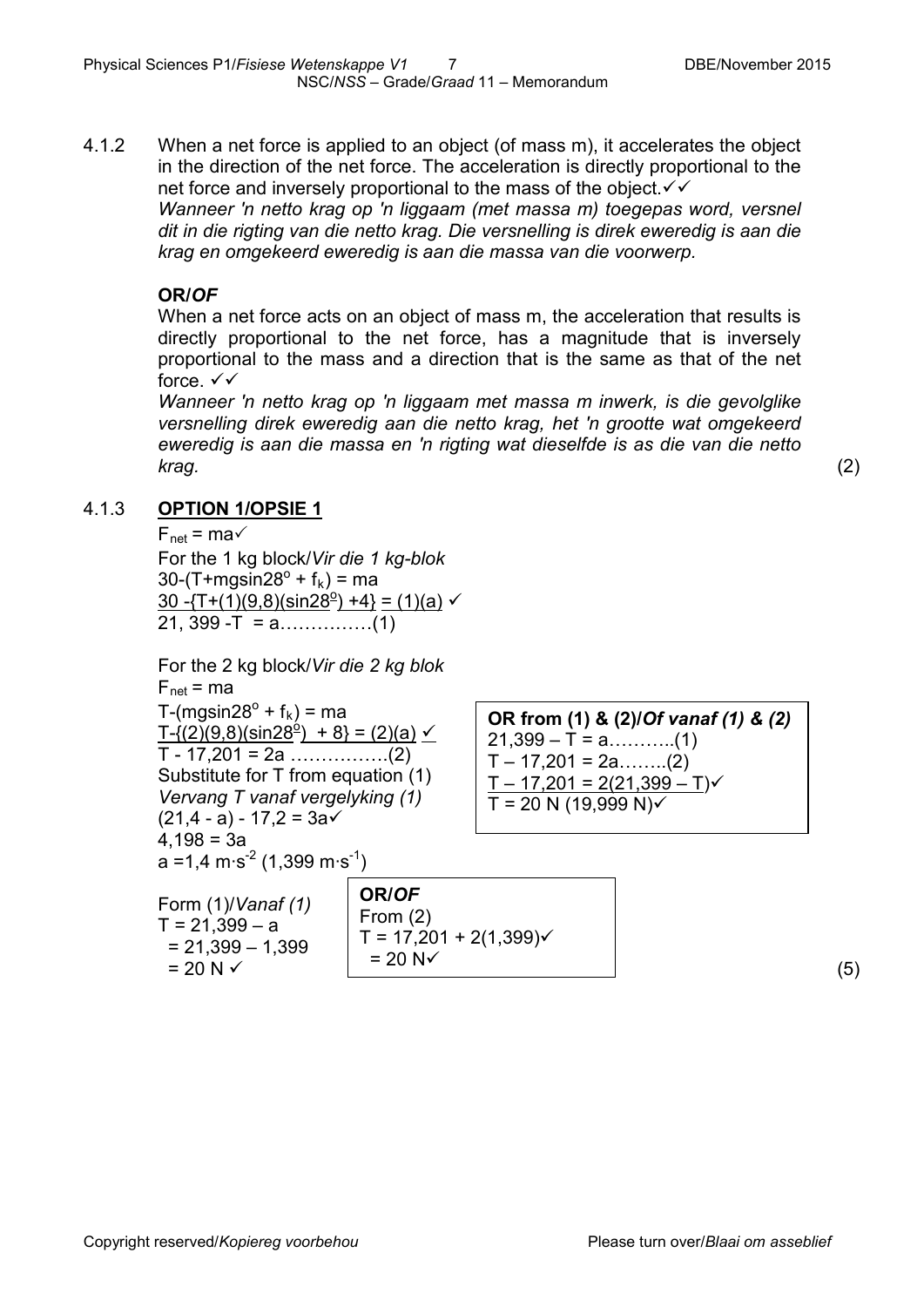4.1.2 When a net force is applied to an object (of mass m), it accelerates the object in the direction of the net force. The acceleration is directly proportional to the net force and inversely proportional to the mass of the object.✓✓

*Wanneer 'n netto krag op 'n liggaam (met massa m) toegepas word, versnel dit in die rigting van die netto krag. Die versnelling is direk eweredig is aan die krag en omgekeerd eweredig is aan die massa van die voorwerp.*

**OR/*OF***

When a net force acts on an object of mass m, the acceleration that results is directly proportional to the net force, has a magnitude that is inversely proportional to the mass and a direction that is the same as that of the net force. ✓✓

*Wanneer 'n netto krag op 'n liggaam met massa m inwerk, is die gevolglike versnelling direk eweredig aan die netto krag, het 'n grootte wat omgekeerd eweredig is aan die massa en 'n rigting wat dieselfde is as die van die netto krag.* (2)

4.1.3 **OPTION 1/OPSIE 1**

$F_{net} = ma$✓

For the 1 kg block/*Vir die 1 kg-blok*

$30-(T+mg\sin28^o + f_k) = ma$

$\underline{30 -\{T+(1)(9,8)(\sin28^o) +4\} = (1)(a)}$ ✓

$21,399 - T = a$……………(1)

For the 2 kg block/*Vir die 2 kg blok*

$F_{net} = ma$

$T-(mg\sin28^o + f_k) = ma$

$\underline{T-\{(2)(9,8)(\sin28^o) + 8\} = (2)(a)}$ ✓

$T - 17,201 = 2a$ …………….(2)

Substitute for T from equation (1)

*Vervang T vanaf vergelyking (1)*

$(21,4 - a) - 17,2 = 3a$✓

$4,198 = 3a$

$a = 1,4\ m\cdot s^{-2}\ (1,399\ m\cdot s^{-1})$

**OR from (1) & (2)/*Of vanaf (1) & (2)***

$21,399 - T = a$………..(1)

$T - 17,201 = 2a$……..(2)

$\underline{T - 17,201 = 2(21,399 - T)}$✓

$T = 20\ N\ (19,999\ N)$✓

Form (1)/*Vanaf (1)*

$T = 21,399 - a$

$= 21,399 - 1,399$

$= 20\ N$ ✓

**OR/*OF***

From (2)

$T = 17,201 + 2(1,399)$✓

$= 20\ N$✓

(5)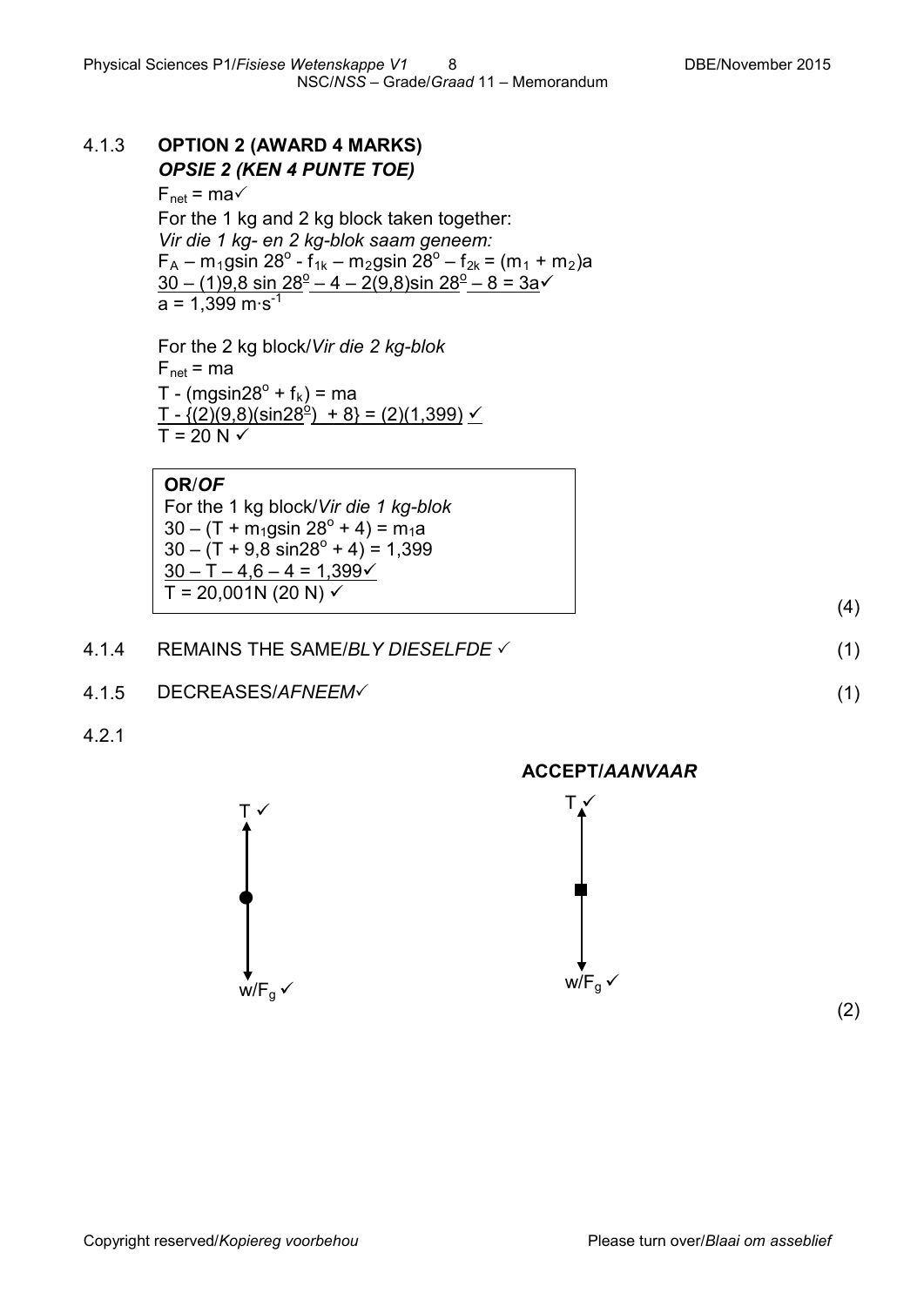4.1.3 **OPTION 2 (AWARD 4 MARKS)**
***OPSIE 2 (KEN 4 PUNTE TOE)***

$F_{net} = ma$✓

For the 1 kg and 2 kg block taken together:
*Vir die 1 kg- en 2 kg-blok saam geneem:*

$F_A – m_1g\sin 28^o - f_{1k} – m_2g\sin 28^o – f_{2k} = (m_1 + m_2)a$

$\underline{30 – (1)9,8 \sin 28^o – 4 – 2(9,8)\sin 28^o – 8 = 3a}$✓

$a = 1,399 \text{ m·s}^{-1}$

For the 2 kg block/*Vir die 2 kg-blok*

$F_{net} = ma$

$T - (mg\sin28^o + f_k) = ma$

$\underline{T - \{(2)(9,8)(\sin28^o) + 8\} = (2)(1,399)}$ ✓

$T = 20 \text{ N}$ ✓

**OR**/***OF***

For the 1 kg block/*Vir die 1 kg-blok*

$30 – (T + m_1g\sin 28^o + 4) = m_1a$

$30 – (T + 9,8 \sin28^o + 4) = 1,399$

$\underline{30 – T – 4,6 – 4 = 1,399}$✓

$T = 20,001\text{N (20 N)}$ ✓

(4)

4.1.4 REMAINS THE SAME/*BLY DIESELFDE* ✓ (1)

4.1.5 DECREASES/*AFNEEM*✓ (1)

4.2.1

**ACCEPT/*AANVAAR***

T ✓

w/$F_g$ ✓

T ✓

w/$F_g$ ✓

(2)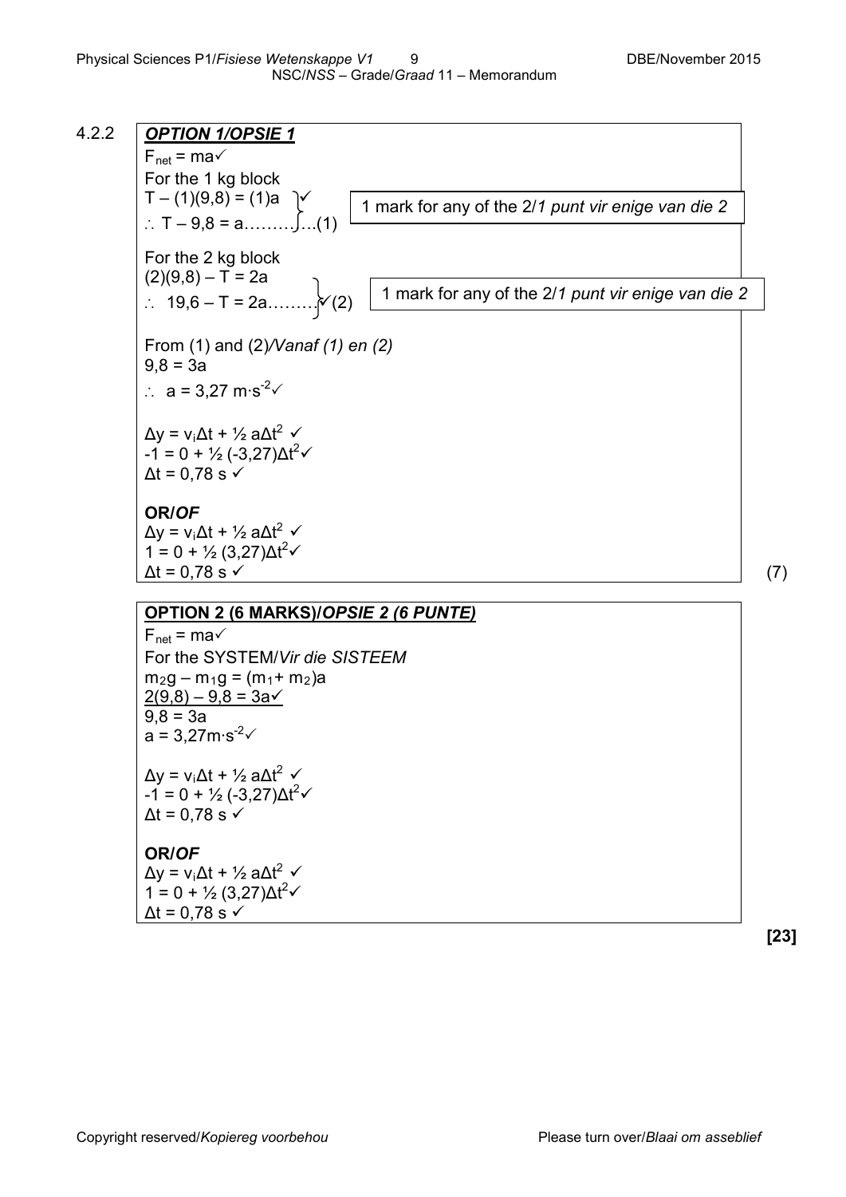4.2.2

***OPTION 1/OPSIE 1***

$F_{net} = ma$ ✓

For the 1 kg block

$T - (1)(9,8) = (1)a$ ✓

$\therefore T - 9,8 = a$………(1)

1 mark for any of the 2/*1 punt vir enige van die 2*

For the 2 kg block

$(2)(9,8) - T = 2a$

$\therefore 19,6 - T = 2a$………✓(2)

1 mark for any of the 2/*1 punt vir enige van die 2*

From (1) and (2)/*Vanaf (1) en (2)*

$9,8 = 3a$

$\therefore a = 3,27 \text{ m·s}^{-2}$ ✓

$\Delta y = v_i\Delta t + \frac{1}{2} a\Delta t^2$ ✓

$-1 = 0 + \frac{1}{2}(-3,27)\Delta t^2$ ✓

$\Delta t = 0,78 \text{ s}$ ✓

**OR/*OF***

$\Delta y = v_i\Delta t + \frac{1}{2} a\Delta t^2$ ✓

$1 = 0 + \frac{1}{2}(3,27)\Delta t^2$ ✓

$\Delta t = 0,78 \text{ s}$ ✓

(7)

**OPTION 2 (6 MARKS)/*OPSIE 2 (6 PUNTE)***

$F_{net} = ma$ ✓

For the SYSTEM/*Vir die SISTEEM*

$m_2g - m_1g = (m_1 + m_2)a$

$2(9,8) - 9,8 = 3a$ ✓

$9,8 = 3a$

$a = 3,27 \text{m·s}^{-2}$ ✓

$\Delta y = v_i\Delta t + \frac{1}{2} a\Delta t^2$ ✓

$-1 = 0 + \frac{1}{2}(-3,27)\Delta t^2$ ✓

$\Delta t = 0,78 \text{ s}$ ✓

**OR/*OF***

$\Delta y = v_i\Delta t + \frac{1}{2} a\Delta t^2$ ✓

$1 = 0 + \frac{1}{2}(3,27)\Delta t^2$ ✓

$\Delta t = 0,78 \text{ s}$ ✓

**[23]**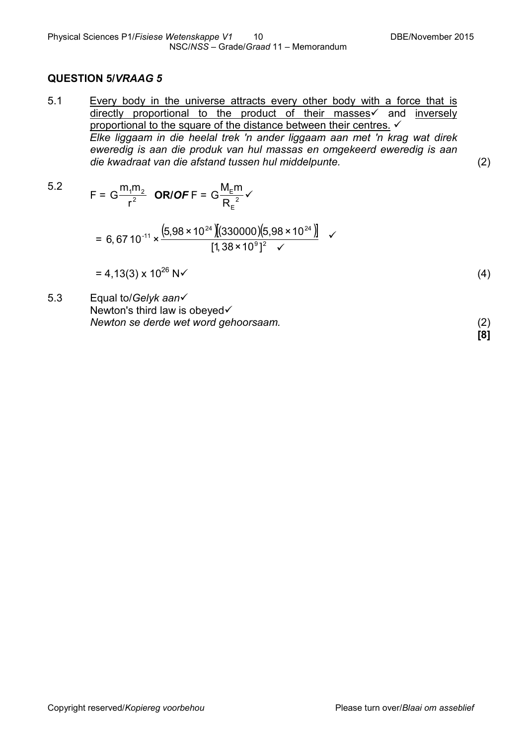## QUESTION 5/*VRAAG 5*

5.1 Every body in the universe attracts every other body with a force that is directly proportional to the product of their masses ✓ and inversely proportional to the square of the distance between their centres. ✓
*Elke liggaam in die heelal trek 'n ander liggaam aan met 'n krag wat direk eweredig is aan die produk van hul massas en omgekeerd eweredig is aan die kwadraat van die afstand tussen hul middelpunte.* (2)

5.2

$$F = G\frac{m_1 m_2}{r^2} \quad \textbf{OR/}\textbf{\textit{OF}} \quad F = G\frac{M_E m}{R_E^{\ 2}} \checkmark$$

$$= 6,67\ 10^{-11} \times \frac{(5,98 \times 10^{24})[(330000)(5,98 \times 10^{24})]}{[1,38 \times 10^{9}]^2 \ \checkmark} \ \checkmark$$

$$= 4,13(3) \times 10^{26}\ \text{N} \checkmark$$

(4)

5.3 Equal to/*Gelyk aan* ✓
Newton's third law is obeyed ✓
*Newton se derde wet word gehoorsaam.* (2)

**[8]**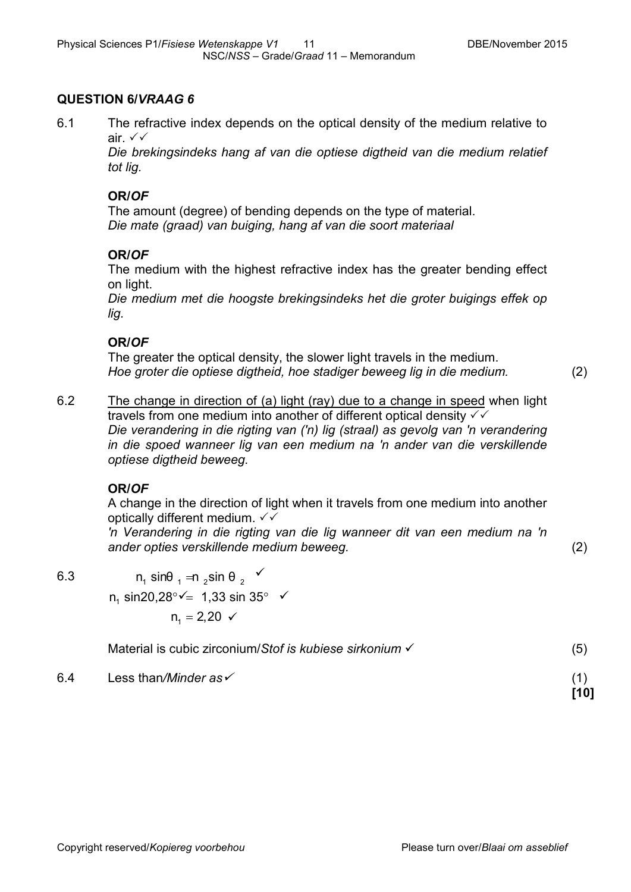## QUESTION 6/*VRAAG 6*

6.1 The refractive index depends on the optical density of the medium relative to air. ✓✓
*Die brekingsindeks hang af van die optiese digtheid van die medium relatief tot lig.*

**OR/*OF***

The amount (degree) of bending depends on the type of material.
*Die mate (graad) van buiging, hang af van die soort materiaal*

**OR/*OF***

The medium with the highest refractive index has the greater bending effect on light.
*Die medium met die hoogste brekingsindeks het die groter buigings effek op lig.*

**OR/*OF***

The greater the optical density, the slower light travels in the medium.
*Hoe groter die optiese digtheid, hoe stadiger beweeg lig in die medium.* (2)

6.2 The change in direction of (a) light (ray) due to a change in speed when light travels from one medium into another of different optical density ✓✓
*Die verandering in die rigting van ('n) lig (straal) as gevolg van 'n verandering in die spoed wanneer lig van een medium na 'n ander van die verskillende optiese digtheid beweeg.*

**OR/*OF***

A change in the direction of light when it travels from one medium into another optically different medium. ✓✓
*'n Verandering in die rigting van die lig wanneer dit van een medium na 'n ander opties verskillende medium beweeg.* (2)

6.3

$$n_1 \sin\theta_1 = n_2 \sin\theta_2 \checkmark$$

$$n_1 \sin 20{,}28° \checkmark = 1{,}33 \sin 35° \checkmark$$

$$n_1 = 2{,}20 \checkmark$$

Material is cubic zirconium/*Stof is kubiese sirkonium* ✓ (5)

6.4 Less than/*Minder as* ✓ (1)

**[10]**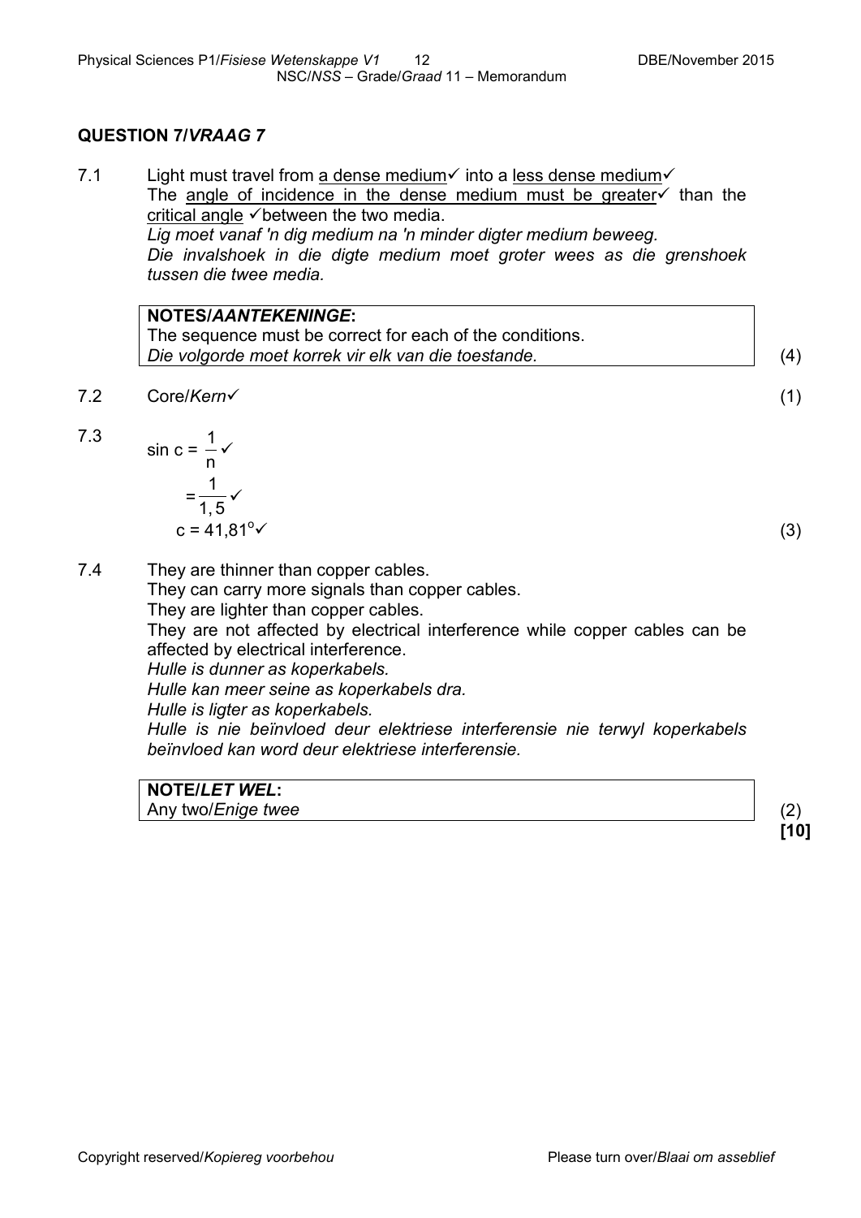## QUESTION 7/*VRAAG 7*

7.1 Light must travel from <u>a dense medium</u>✓ into a <u>less dense medium</u>✓
The <u>angle of incidence in the dense medium must be greater</u>✓ than the <u>critical angle</u> ✓between the two media.
*Lig moet vanaf 'n dig medium na 'n minder digter medium beweeg.*
*Die invalshoek in die digte medium moet groter wees as die grenshoek tussen die twee media.*

| **NOTES/*AANTEKENINGE*:** |
| --- |
| The sequence must be correct for each of the conditions. *Die volgorde moet korrek vir elk van die toestande.* |

(4)

7.2 Core/*Kern*✓ (1)

7.3

$$\sin c = \frac{1}{n} ✓$$

$$= \frac{1}{1,5} ✓$$

$$c = 41,81^{\circ} ✓$$

(3)

7.4 They are thinner than copper cables.
They can carry more signals than copper cables.
They are lighter than copper cables.
They are not affected by electrical interference while copper cables can be affected by electrical interference.
*Hulle is dunner as koperkabels.*
*Hulle kan meer seine as koperkabels dra.*
*Hulle is ligter as koperkabels.*
*Hulle is nie beïnvloed deur elektriese interferensie nie terwyl koperkabels beïnvloed kan word deur elektriese interferensie.*

| **NOTE/*LET WEL*:** |
| --- |
| Any two/*Enige twee* |

(2)

**[10]**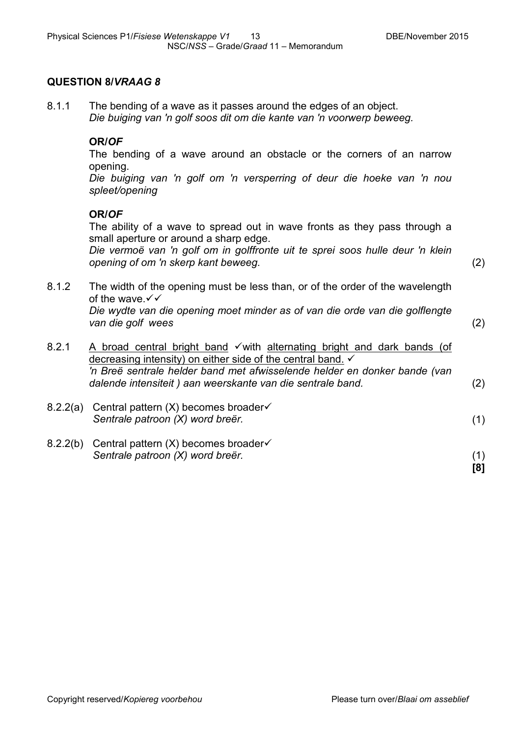## QUESTION 8/*VRAAG 8*

8.1.1 The bending of a wave as it passes around the edges of an object.
*Die buiging van 'n golf soos dit om die kante van 'n voorwerp beweeg.*

**OR/*OF***

The bending of a wave around an obstacle or the corners of an narrow opening.
*Die buiging van 'n golf om 'n versperring of deur die hoeke van 'n nou spleet/opening*

**OR/*OF***

The ability of a wave to spread out in wave fronts as they pass through a small aperture or around a sharp edge.
*Die vermoë van 'n golf om in golffronte uit te sprei soos hulle deur 'n klein opening of om 'n skerp kant beweeg.* (2)

8.1.2 The width of the opening must be less than, or of the order of the wavelength of the wave.✓✓
*Die wydte van die opening moet minder as of van die orde van die golflengte van die golf wees* (2)

8.2.1 A broad central bright band ✓with alternating bright and dark bands (of decreasing intensity) on either side of the central band. ✓
*'n Breë sentrale helder band met afwisselende helder en donker bande (van dalende intensiteit ) aan weerskante van die sentrale band.* (2)

8.2.2(a) Central pattern (X) becomes broader✓
*Sentrale patroon (X) word breër.* (1)

8.2.2(b) Central pattern (X) becomes broader✓
*Sentrale patroon (X) word breër.* (1)

**[8]**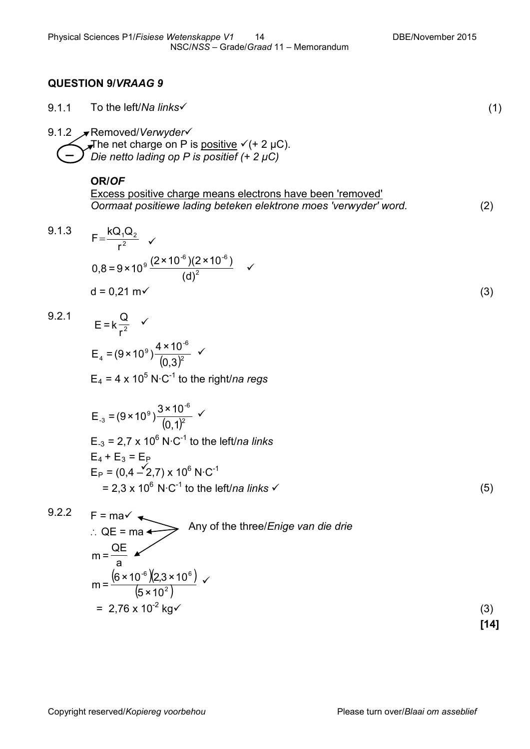## QUESTION 9/*VRAAG 9*

9.1.1 To the left/*Na links* ✓ (1)

9.1.2 Removed/*Verwyder* ✓
The net charge on P is <u>positive</u> ✓(+ 2 μC).
*Die netto lading op P is positief (+ 2 μC)*

**OR/*OF***
<u>Excess positive charge means electrons have been 'removed'</u>
*Oormaat positiewe lading beteken elektrone moes 'verwyder' word.* (2)

9.1.3

$$F = \frac{kQ_1Q_2}{r^2} \checkmark$$

$$0{,}8 = 9 \times 10^9 \frac{(2 \times 10^{-6})(2 \times 10^{-6})}{(d)^2} \checkmark$$

$d = 0{,}21$ m ✓ (3)

9.2.1

$$E = k\frac{Q}{r^2} \checkmark$$

$$E_4 = (9 \times 10^9)\frac{4 \times 10^{-6}}{(0{,}3)^2} \checkmark$$

$E_4 = 4 \times 10^5$ N·C$^{-1}$ to the right/*na regs*

$$E_{-3} = (9 \times 10^9)\frac{3 \times 10^{-6}}{(0{,}1)^2} \checkmark$$

$E_{-3} = 2{,}7 \times 10^6$ N·C$^{-1}$ to the left/*na links*

$E_4 + E_3 = E_P$

$E_P = (0{,}4 - 2{,}7) \times 10^6$ N·C$^{-1}$ ✓

$= 2{,}3 \times 10^6$ N·C$^{-1}$ to the left/*na links* ✓ (5)

9.2.2

$F = ma$ ✓

$\therefore QE = ma$

$m = \frac{QE}{a}$

Any of the three/*Enige van die drie*

$$m = \frac{(6 \times 10^{-6})(2{,}3 \times 10^6)}{(5 \times 10^2)} \checkmark$$

$= 2{,}76 \times 10^{-2}$ kg ✓ (3)

**[14]**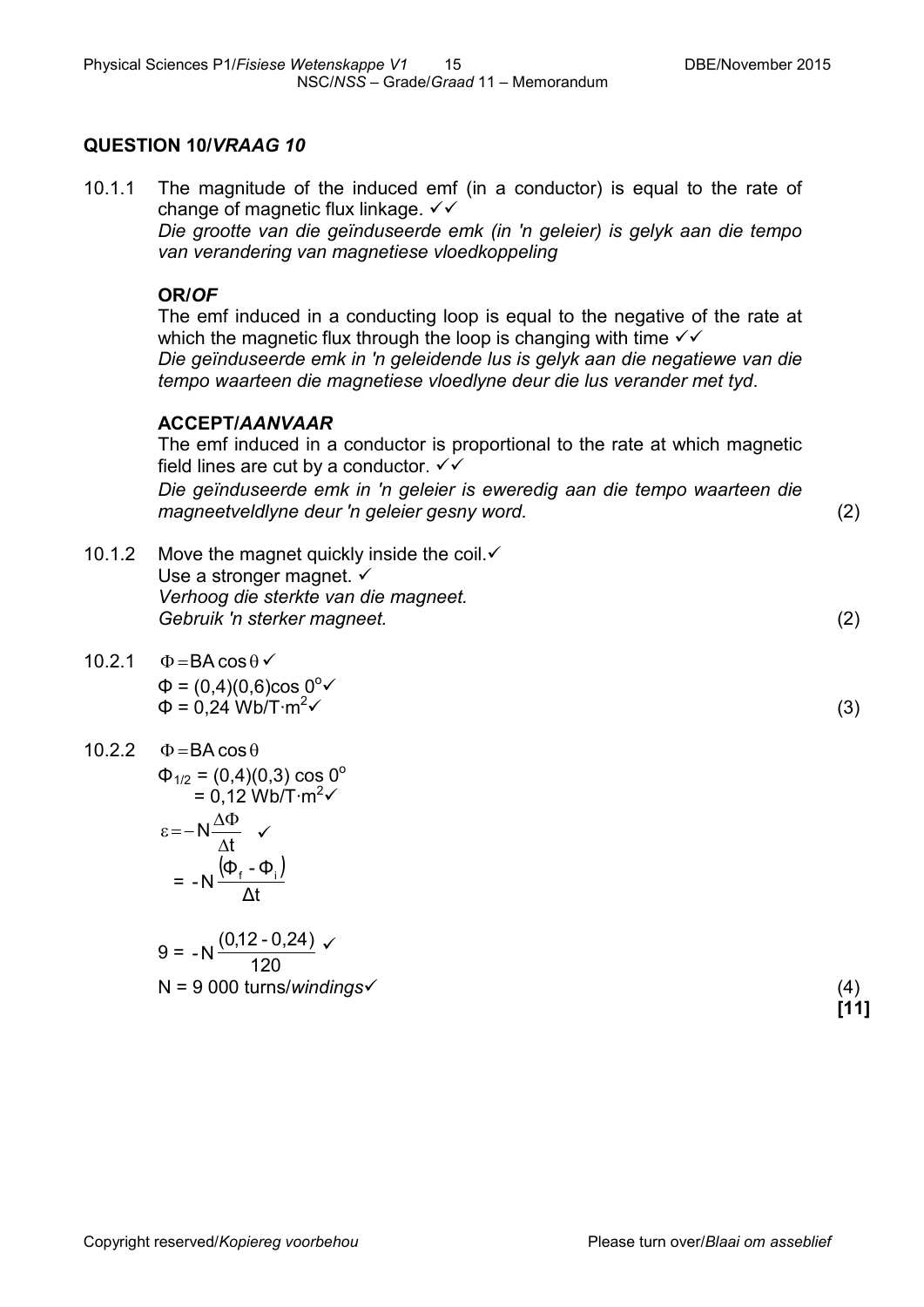## QUESTION 10/*VRAAG 10*

10.1.1 The magnitude of the induced emf (in a conductor) is equal to the rate of change of magnetic flux linkage. ✓✓
*Die grootte van die geïnduseerde emk (in 'n geleier) is gelyk aan die tempo van verandering van magnetiese vloedkoppeling*

**OR/*OF***

The emf induced in a conducting loop is equal to the negative of the rate at which the magnetic flux through the loop is changing with time ✓✓
*Die geïnduseerde emk in 'n geleidende lus is gelyk aan die negatiewe van die tempo waarteen die magnetiese vloedlyne deur die lus verander met tyd*.

**ACCEPT/*AANVAAR***

The emf induced in a conductor is proportional to the rate at which magnetic field lines are cut by a conductor. ✓✓
*Die geïnduseerde emk in 'n geleier is eweredig aan die tempo waarteen die magneetveldlyne deur 'n geleier gesny word.* (2)

10.1.2 Move the magnet quickly inside the coil.✓
Use a stronger magnet. ✓
*Verhoog die sterkte van die magneet.*
*Gebruik 'n sterker magneet.* (2)

10.2.1 $\Phi = BA\cos\theta$ ✓
$\Phi = (0,4)(0,6)\cos 0^{o}$ ✓
$\Phi = 0,24\ Wb/T{\cdot}m^2$ ✓ (3)

10.2.2 $\Phi = BA\cos\theta$
$\Phi_{1/2} = (0,4)(0,3)\cos 0^{o}$
$= 0,12\ Wb/T{\cdot}m^2$ ✓

$\varepsilon = -N\frac{\Delta\Phi}{\Delta t}$ ✓

$= -N\frac{(\Phi_f - \Phi_i)}{\Delta t}$

$9 = -N\frac{(0,12 - 0,24)}{120}$ ✓

N = 9 000 turns/*windings*✓ (4)

**[11]**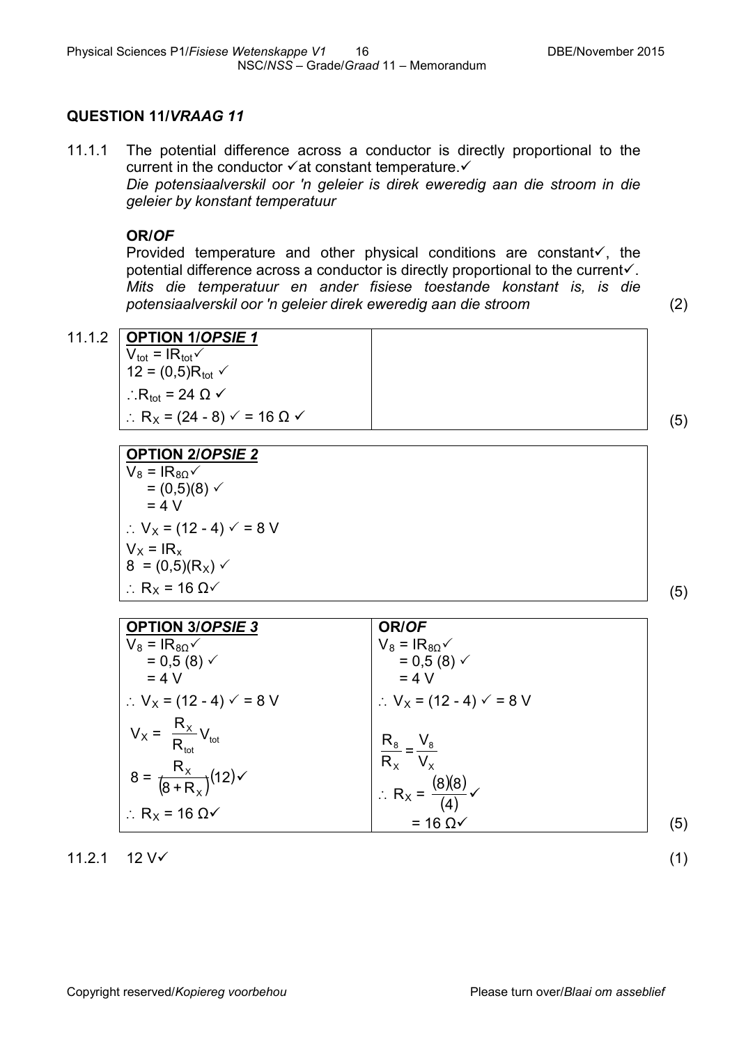## QUESTION 11/*VRAAG 11*

11.1.1 The potential difference across a conductor is directly proportional to the current in the conductor ✓at constant temperature.✓
*Die potensiaalverskil oor 'n geleier is direk eweredig aan die stroom in die geleier by konstant temperatuur*

**OR/*OF***

Provided temperature and other physical conditions are constant✓, the potential difference across a conductor is directly proportional to the current✓.
*Mits die temperatuur en ander fisiese toestande konstant is, is die potensiaalverskil oor 'n geleier direk eweredig aan die stroom* (2)

11.1.2

**OPTION 1/*OPSIE 1***

$V_{tot} = IR_{tot}$ ✓
$12 = (0,5)R_{tot}$ ✓
$\therefore R_{tot} = 24\ \Omega$ ✓
$\therefore R_X = (24 - 8)$ ✓ $= 16\ \Omega$ ✓ (5)

**OPTION 2/*OPSIE 2***

$V_8 = IR_{8\Omega}$ ✓
$= (0,5)(8)$ ✓
$= 4\ V$
$\therefore V_X = (12 - 4)$ ✓ $= 8\ V$
$V_X = IR_x$
$8 = (0,5)(R_X)$ ✓
$\therefore R_X = 16\ \Omega$ ✓ (5)

**OPTION 3/*OPSIE 3***

$V_8 = IR_{8\Omega}$ ✓
$= 0,5\ (8)$ ✓
$= 4\ V$
$\therefore V_X = (12 - 4)$ ✓ $= 8\ V$
$V_X = \frac{R_X}{R_{tot}} V_{tot}$
$8 = \frac{R_X}{(8 + R_X)}(12)$ ✓
$\therefore R_X = 16\ \Omega$ ✓

**OR/*OF***

$V_8 = IR_{8\Omega}$ ✓
$= 0,5\ (8)$ ✓
$= 4\ V$
$\therefore V_X = (12 - 4)$ ✓ $= 8\ V$
$\frac{R_8}{R_X} = \frac{V_8}{V_X}$
$\therefore R_X = \frac{(8)(8)}{(4)}$ ✓
$= 16\ \Omega$ ✓ (5)

11.2.1 12 V✓ (1)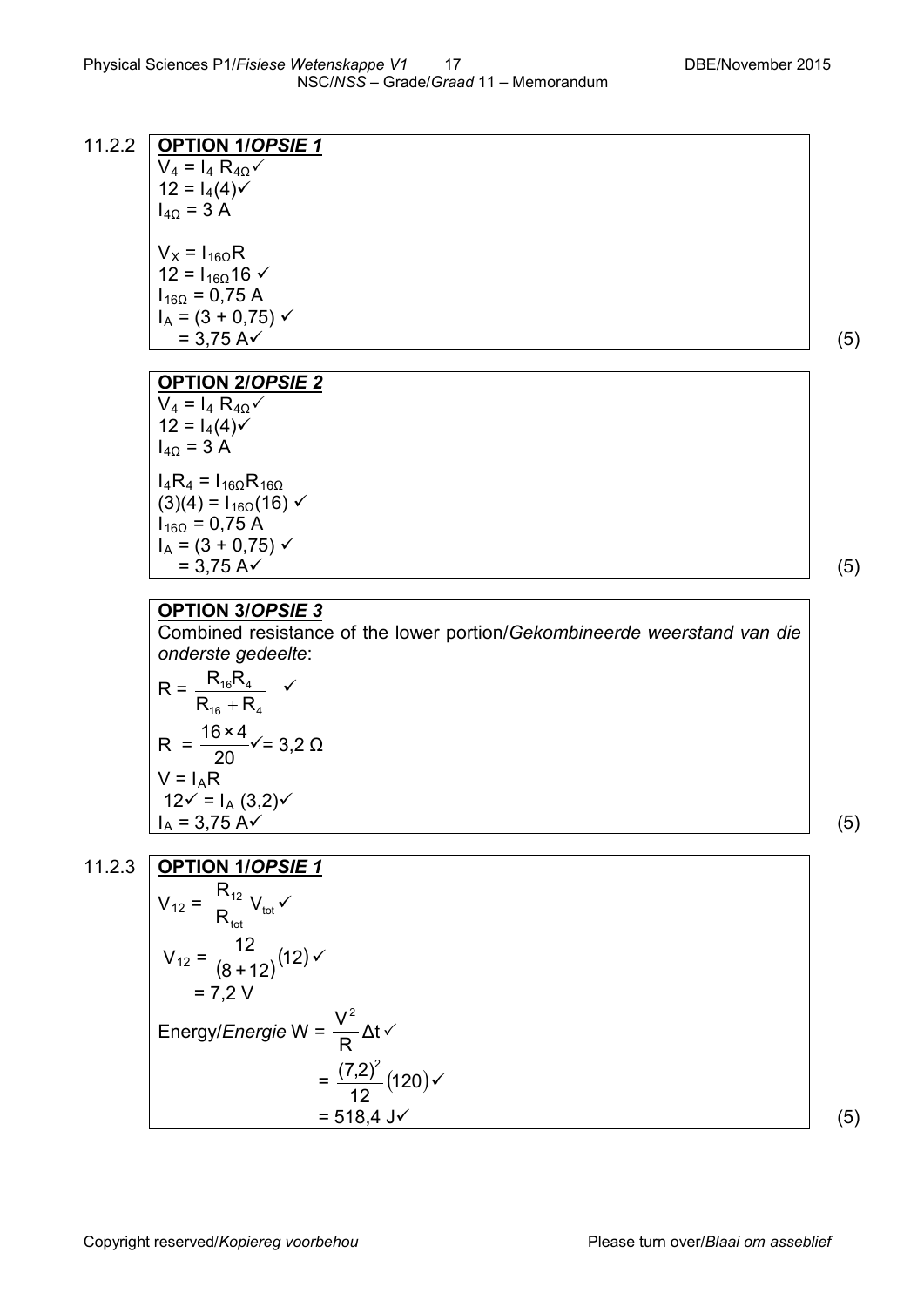11.2.2

**OPTION 1/*OPSIE 1***

$V_4 = I_4 R_{4\Omega}$ ✓
$12 = I_4(4)$ ✓
$I_{4\Omega} = 3$ A

$V_X = I_{16\Omega}R$
$12 = I_{16\Omega}16$ ✓
$I_{16\Omega} = 0{,}75$ A
$I_A = (3 + 0{,}75)$ ✓
$= 3{,}75$ A ✓

(5)

**OPTION 2/*OPSIE 2***

$V_4 = I_4 R_{4\Omega}$ ✓
$12 = I_4(4)$ ✓
$I_{4\Omega} = 3$ A

$I_4R_4 = I_{16\Omega}R_{16\Omega}$
$(3)(4) = I_{16\Omega}(16)$ ✓
$I_{16\Omega} = 0{,}75$ A
$I_A = (3 + 0{,}75)$ ✓
$= 3{,}75$ A ✓

(5)

**OPTION 3/*OPSIE 3***

Combined resistance of the lower portion/*Gekombineerde weerstand van die onderste gedeelte*:

$R = \dfrac{R_{16}R_4}{R_{16} + R_4}$ ✓

$R = \dfrac{16 \times 4}{20}$ ✓ $= 3{,}2\ \Omega$

$V = I_AR$
$12$ ✓ $= I_A\,(3{,}2)$ ✓
$I_A = 3{,}75$ A ✓

(5)

11.2.3

**OPTION 1/*OPSIE 1***

$V_{12} = \dfrac{R_{12}}{R_{tot}}V_{tot}$ ✓

$V_{12} = \dfrac{12}{(8+12)}(12)$ ✓
$= 7{,}2$ V

Energy/*Energie* $W = \dfrac{V^2}{R}\Delta t$ ✓

$= \dfrac{(7{,}2)^2}{12}(120)$ ✓

$= 518{,}4$ J ✓

(5)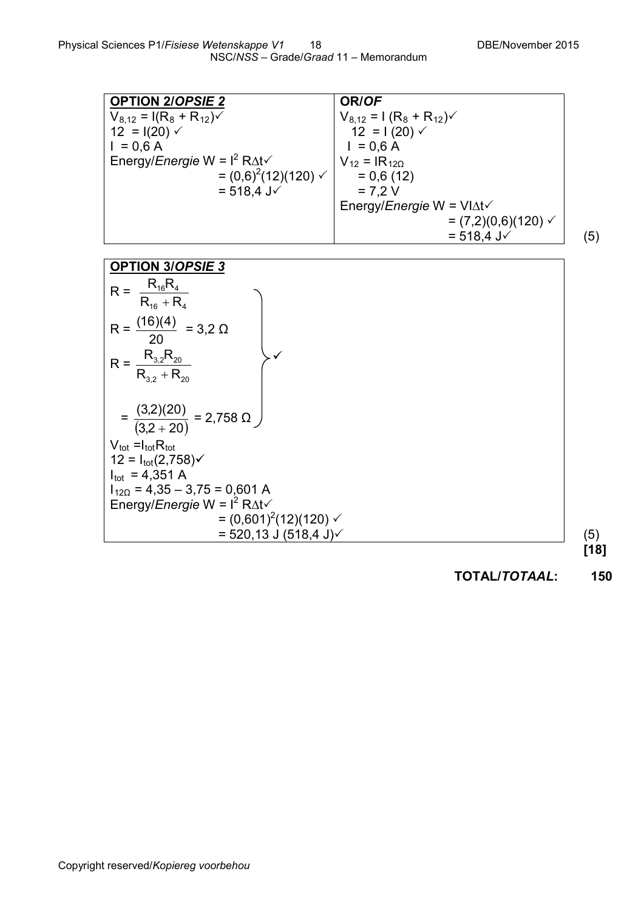| **OPTION 2/*OPSIE 2*** | **OR/*OF*** |
|---|---|
| $V_{8,12} = I(R_8 + R_{12})$✓ | $V_{8,12} = I(R_8 + R_{12})$✓ |
| $12 = I(20)$ ✓ | $12 = I(20)$ ✓ |
| $I = 0,6$ A | $I = 0,6$ A |
| Energy/*Energie* $W = I^2 R\Delta t$✓ | $V_{12} = IR_{12\Omega}$ |
| $= (0,6)^2(12)(120)$ ✓ | $= 0,6\ (12)$ |
| $= 518,4$ J✓ | $= 7,2$ V |
| | Energy/*Energie* $W = VI\Delta t$✓ |
| | $= (7,2)(0,6)(120)$ ✓ |
| | $= 518,4$ J✓ |

(5)

**OPTION 3/*OPSIE 3***

$$R = \frac{R_{16}R_4}{R_{16} + R_4}$$

$$R = \frac{(16)(4)}{20} = 3,2\ \Omega$$

$$R = \frac{R_{3,2}R_{20}}{R_{3,2} + R_{20}}$$

$$= \frac{(3,2)(20)}{(3,2 + 20)} = 2,758\ \Omega$$ ✓

$V_{tot} = I_{tot}R_{tot}$

$12 = I_{tot}(2,758)$✓

$I_{tot} = 4,351$ A

$I_{12\Omega} = 4,35 - 3,75 = 0,601$ A

Energy/*Energie* $W = I^2 R\Delta t$✓

$= (0,601)^2(12)(120)$ ✓

$= 520,13$ J $(518,4$ J$)$✓

(5)

**[18]**

**TOTAL/*TOTAAL*: 150**